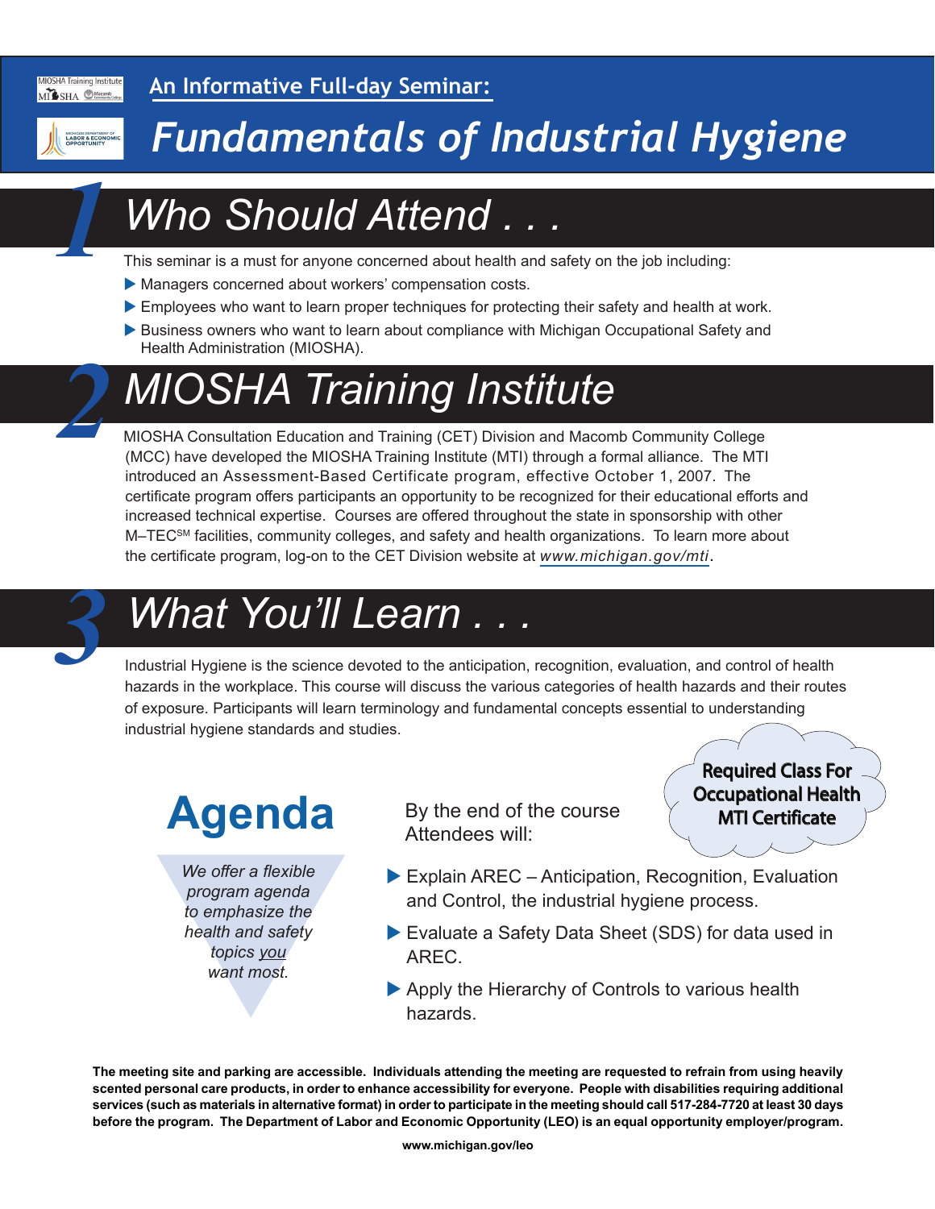An Informative Full-day Seminar:

# *Fundamentals of Industrial Hygiene*

## 1 *Who Should Attend . . .*

This seminar is a must for anyone concerned about health and safety on the job including:

- Managers concerned about workers' compensation costs.
- Employees who want to learn proper techniques for protecting their safety and health at work.
- Business owners who want to learn about compliance with Michigan Occupational Safety and Health Administration (MIOSHA).

## 2 *MIOSHA Training Institute*

MIOSHA Consultation Education and Training (CET) Division and Macomb Community College (MCC) have developed the MIOSHA Training Institute (MTI) through a formal alliance. The MTI introduced an Assessment-Based Certificate program, effective October 1, 2007. The certificate program offers participants an opportunity to be recognized for their educational efforts and increased technical expertise. Courses are offered throughout the state in sponsorship with other M–TEC[SM] facilities, community colleges, and safety and health organizations. To learn more about the certificate program, log-on to the CET Division website at *www.michigan.gov/mti*.

## 3 *What You'll Learn . . .*

Industrial Hygiene is the science devoted to the anticipation, recognition, evaluation, and control of health hazards in the workplace. This course will discuss the various categories of health hazards and their routes of exposure. Participants will learn terminology and fundamental concepts essential to understanding industrial hygiene standards and studies.

**Required Class For Occupational Health MTI Certificate**

## Agenda

*We offer a flexible program agenda to emphasize the health and safety topics you want most.*

By the end of the course Attendees will:

- Explain AREC – Anticipation, Recognition, Evaluation and Control, the industrial hygiene process.
- Evaluate a Safety Data Sheet (SDS) for data used in AREC.
- Apply the Hierarchy of Controls to various health hazards.

**The meeting site and parking are accessible. Individuals attending the meeting are requested to refrain from using heavily scented personal care products, in order to enhance accessibility for everyone. People with disabilities requiring additional services (such as materials in alternative format) in order to participate in the meeting should call 517-284-7720 at least 30 days before the program. The Department of Labor and Economic Opportunity (LEO) is an equal opportunity employer/program.**

**www.michigan.gov/leo**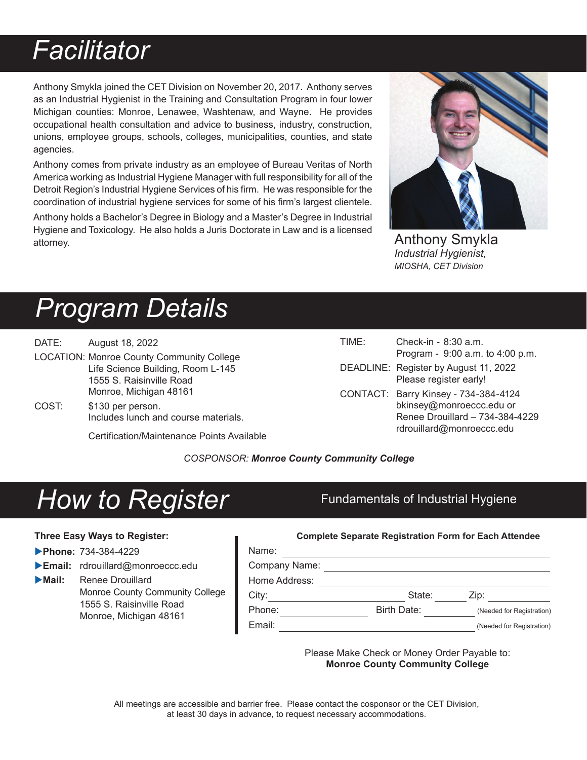# Facilitator

Anthony Smykla joined the CET Division on November 20, 2017. Anthony serves as an Industrial Hygienist in the Training and Consultation Program in four lower Michigan counties: Monroe, Lenawee, Washtenaw, and Wayne. He provides occupational health consultation and advice to business, industry, construction, unions, employee groups, schools, colleges, municipalities, counties, and state agencies.

Anthony comes from private industry as an employee of Bureau Veritas of North America working as Industrial Hygiene Manager with full responsibility for all of the Detroit Region's Industrial Hygiene Services of his firm. He was responsible for the coordination of industrial hygiene services for some of his firm's largest clientele.

Anthony holds a Bachelor's Degree in Biology and a Master's Degree in Industrial Hygiene and Toxicology. He also holds a Juris Doctorate in Law and is a licensed attorney.

Anthony Smykla
*Industrial Hygienist,*
*MIOSHA, CET Division*

# Program Details

DATE: August 18, 2022

LOCATION: Monroe County Community College
Life Science Building, Room L-145
1555 S. Raisinville Road
Monroe, Michigan 48161

COST: $130 per person.
Includes lunch and course materials.

Certification/Maintenance Points Available

TIME: Check-in - 8:30 a.m.
Program - 9:00 a.m. to 4:00 p.m.

DEADLINE: Register by August 11, 2022
Please register early!

CONTACT: Barry Kinsey - 734-384-4124
bkinsey@monroeccc.edu or
Renee Drouillard – 734-384-4229
rdrouillard@monroeccc.edu

*COSPONSOR:* ***Monroe County Community College***

# How to Register

Fundamentals of Industrial Hygiene

**Three Easy Ways to Register:**

- **Phone:** 734-384-4229
- **Email:** rdrouillard@monroeccc.edu
- **Mail:** Renee Drouillard
  Monroe County Community College
  1555 S. Raisinville Road
  Monroe, Michigan 48161

**Complete Separate Registration Form for Each Attendee**

Name: ______________________________

Company Name: ______________________________

Home Address: ______________________________

City: ______________ State: ________ Zip: ________

Phone: ______________ Birth Date: ________ (Needed for Registration)

Email: ______________________________ (Needed for Registration)

Please Make Check or Money Order Payable to:
**Monroe County Community College**

All meetings are accessible and barrier free. Please contact the cosponsor or the CET Division, at least 30 days in advance, to request necessary accommodations.